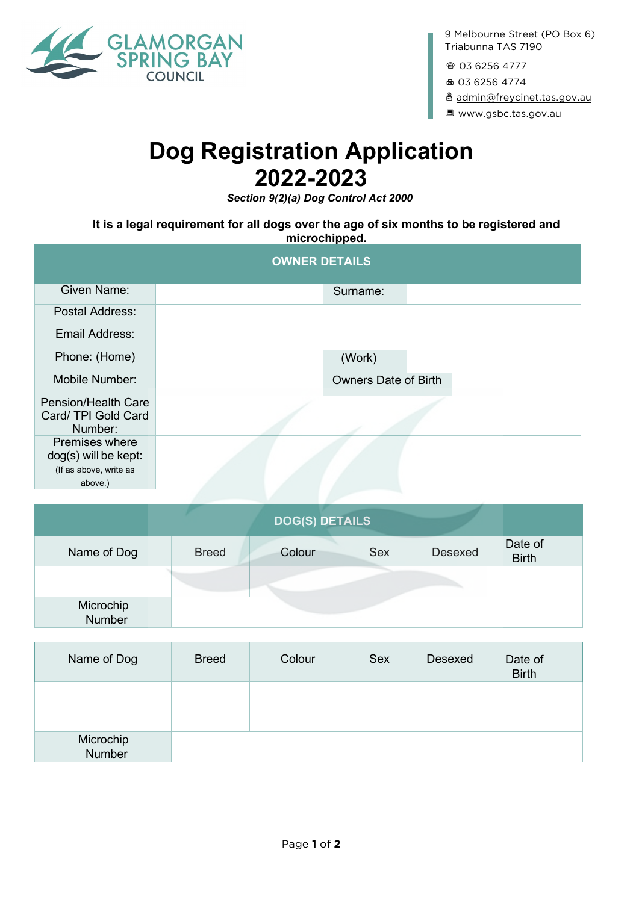GLAMORGAN SPRING BAY COUNCIL

9 Melbourne Street (PO Box 6)
Triabunna TAS 7190

03 6256 4777

03 6256 4774

admin@freycinet.tas.gov.au

www.gsbc.tas.gov.au

# Dog Registration Application 2022-2023

***Section 9(2)(a) Dog Control Act 2000***

**It is a legal requirement for all dogs over the age of six months to be registered and microchipped.**

| OWNER DETAILS | | | |
|---|---|---|---|
| Given Name: | | Surname: | |
| Postal Address: | | | |
| Email Address: | | | |
| Phone: (Home) | | (Work) | |
| Mobile Number: | | Owners Date of Birth | |
| Pension/Health Care Card/ TPI Gold Card Number: | | | |
| Premises where dog(s) will be kept: (If as above, write as above.) | | | |

| DOG(S) DETAILS | | | | | |
|---|---|---|---|---|---|
| Name of Dog | Breed | Colour | Sex | Desexed | Date of Birth |
| | | | | | |
| Microchip Number | | | | | |

| Name of Dog | Breed | Colour | Sex | Desexed | Date of Birth |
|---|---|---|---|---|---|
| | | | | | |
| Microchip Number | | | | | |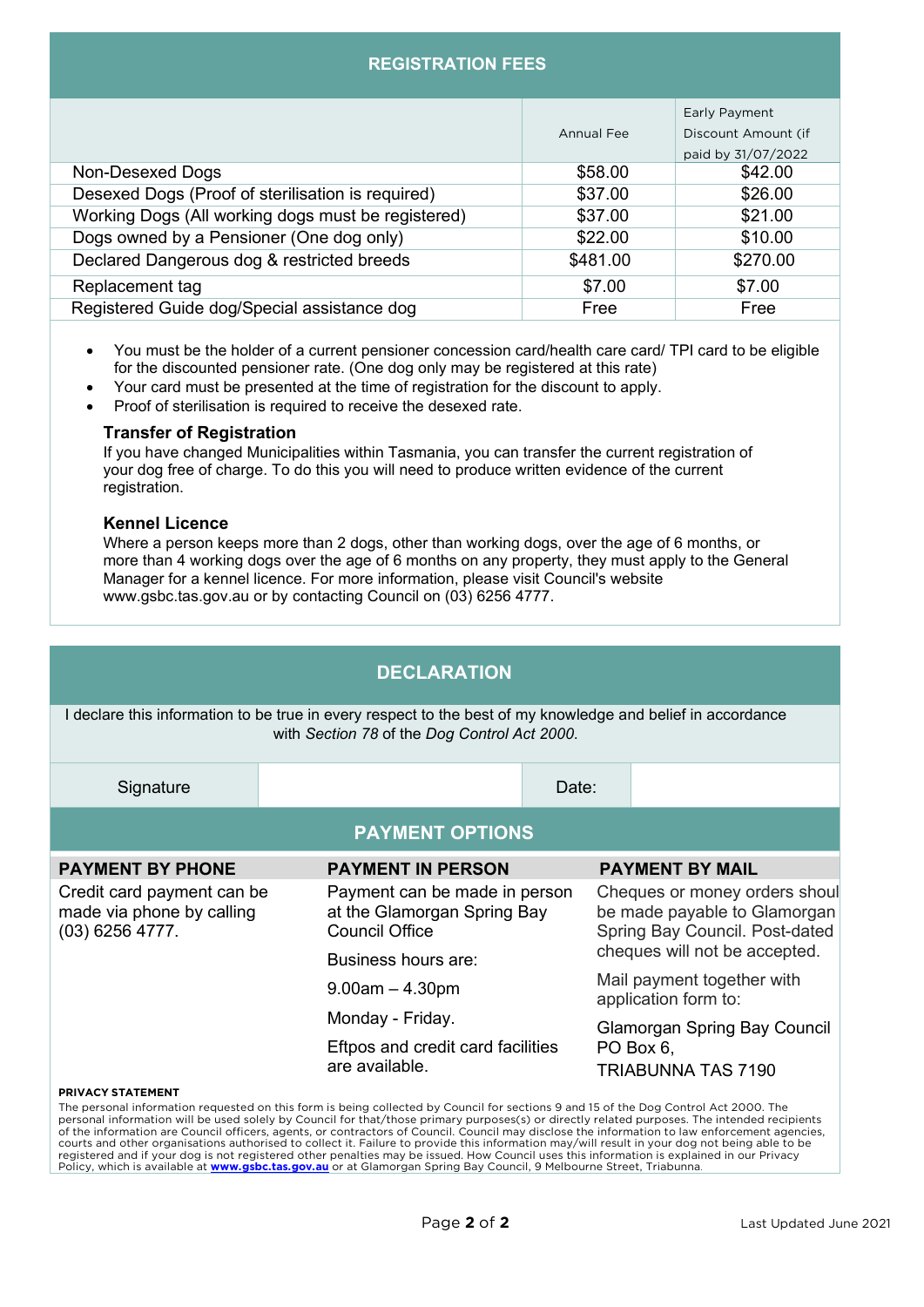## REGISTRATION FEES

| | Annual Fee | Early Payment Discount Amount (if paid by 31/07/2022 |
|---|---|---|
| Non-Desexed Dogs | $58.00 | $42.00 |
| Desexed Dogs (Proof of sterilisation is required) | $37.00 | $26.00 |
| Working Dogs (All working dogs must be registered) | $37.00 | $21.00 |
| Dogs owned by a Pensioner (One dog only) | $22.00 | $10.00 |
| Declared Dangerous dog & restricted breeds | $481.00 | $270.00 |
| Replacement tag | $7.00 | $7.00 |
| Registered Guide dog/Special assistance dog | Free | Free |

- You must be the holder of a current pensioner concession card/health care card/ TPI card to be eligible for the discounted pensioner rate. (One dog only may be registered at this rate)
- Your card must be presented at the time of registration for the discount to apply.
- Proof of sterilisation is required to receive the desexed rate.

### Transfer of Registration

If you have changed Municipalities within Tasmania, you can transfer the current registration of your dog free of charge. To do this you will need to produce written evidence of the current registration.

### Kennel Licence

Where a person keeps more than 2 dogs, other than working dogs, over the age of 6 months, or more than 4 working dogs over the age of 6 months on any property, they must apply to the General Manager for a kennel licence. For more information, please visit Council's website www.gsbc.tas.gov.au or by contacting Council on (03) 6256 4777.

## DECLARATION

I declare this information to be true in every respect to the best of my knowledge and belief in accordance with *Section 78* of the *Dog Control Act 2000.*

| Signature | | Date: | |
|---|---|---|---|

## PAYMENT OPTIONS

### PAYMENT BY PHONE

Credit card payment can be made via phone by calling (03) 6256 4777.

### PAYMENT IN PERSON

Payment can be made in person at the Glamorgan Spring Bay Council Office

Business hours are:

9.00am – 4.30pm

Monday - Friday.

Eftpos and credit card facilities are available.

### PAYMENT BY MAIL

Cheques or money orders shoul be made payable to Glamorgan Spring Bay Council. Post-dated cheques will not be accepted.

Mail payment together with application form to:

Glamorgan Spring Bay Council
PO Box 6,
TRIABUNNA TAS 7190

**PRIVACY STATEMENT**

The personal information requested on this form is being collected by Council for sections 9 and 15 of the Dog Control Act 2000. The personal information will be used solely by Council for that/those primary purposes(s) or directly related purposes. The intended recipients of the information are Council officers, agents, or contractors of Council. Council may disclose the information to law enforcement agencies, courts and other organisations authorised to collect it. Failure to provide this information may/will result in your dog not being able to be registered and if your dog is not registered other penalties may be issued. How Council uses this information is explained in our Privacy Policy, which is available at **www.gsbc.tas.gov.au** or at Glamorgan Spring Bay Council, 9 Melbourne Street, Triabunna.

Last Updated June 2021